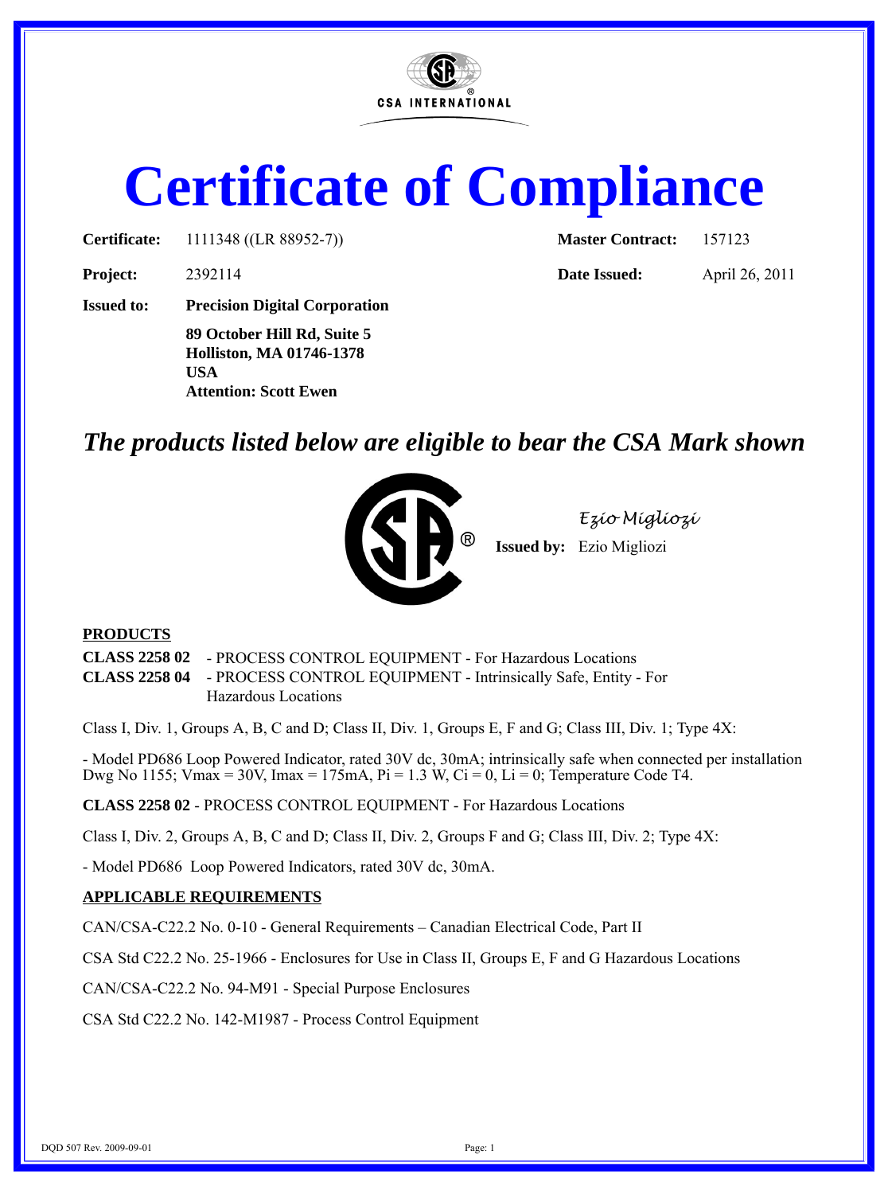CSA INTERNATIONAL

# Certificate of Compliance

| | | | |
|---|---|---|---|
| **Certificate:** | 1111348 ((LR 88952-7)) | **Master Contract:** | 157123 |
| **Project:** | 2392114 | **Date Issued:** | April 26, 2011 |

**Issued to:** **Precision Digital Corporation**
**89 October Hill Rd, Suite 5**
**Holliston, MA 01746-1378**
**USA**
**Attention: Scott Ewen**

## *The products listed below are eligible to bear the CSA Mark shown*

*Ezio Migliozi*

**Issued by:** Ezio Migliozi

**PRODUCTS**

**CLASS 2258 02** - PROCESS CONTROL EQUIPMENT - For Hazardous Locations
**CLASS 2258 04** - PROCESS CONTROL EQUIPMENT - Intrinsically Safe, Entity - For Hazardous Locations

Class I, Div. 1, Groups A, B, C and D; Class II, Div. 1, Groups E, F and G; Class III, Div. 1; Type 4X:

- Model PD686 Loop Powered Indicator, rated 30V dc, 30mA; intrinsically safe when connected per installation Dwg No 1155; Vmax = 30V, Imax = 175mA, Pi = 1.3 W, Ci = 0, Li = 0; Temperature Code T4.

**CLASS 2258 02** - PROCESS CONTROL EQUIPMENT - For Hazardous Locations

Class I, Div. 2, Groups A, B, C and D; Class II, Div. 2, Groups F and G; Class III, Div. 2; Type 4X:

- Model PD686 Loop Powered Indicators, rated 30V dc, 30mA.

**APPLICABLE REQUIREMENTS**

CAN/CSA-C22.2 No. 0-10 - General Requirements – Canadian Electrical Code, Part II

CSA Std C22.2 No. 25-1966 - Enclosures for Use in Class II, Groups E, F and G Hazardous Locations

CAN/CSA-C22.2 No. 94-M91 - Special Purpose Enclosures

CSA Std C22.2 No. 142-M1987 - Process Control Equipment

DQD 507 Rev. 2009-09-01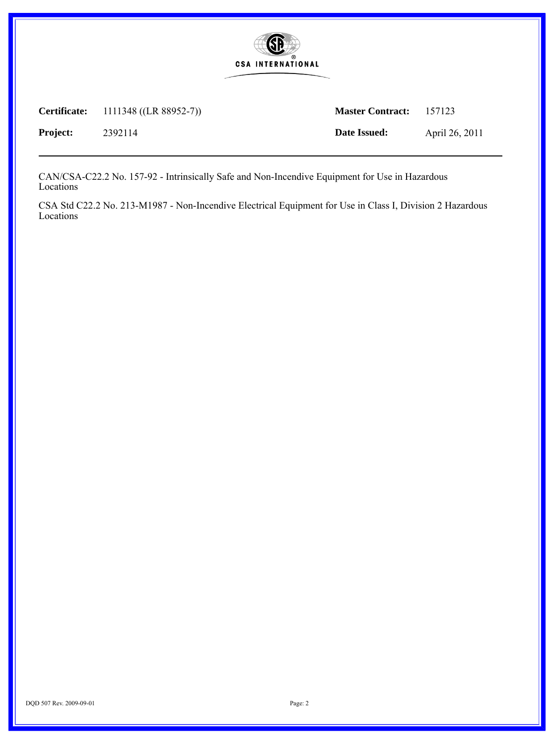| | | | |
|---|---|---|---|
| **Certificate:** | 1111348 ((LR 88952-7)) | **Master Contract:** | 157123 |
| **Project:** | 2392114 | **Date Issued:** | April 26, 2011 |

CAN/CSA-C22.2 No. 157-92 - Intrinsically Safe and Non-Incendive Equipment for Use in Hazardous Locations

CSA Std C22.2 No. 213-M1987 - Non-Incendive Electrical Equipment for Use in Class I, Division 2 Hazardous Locations